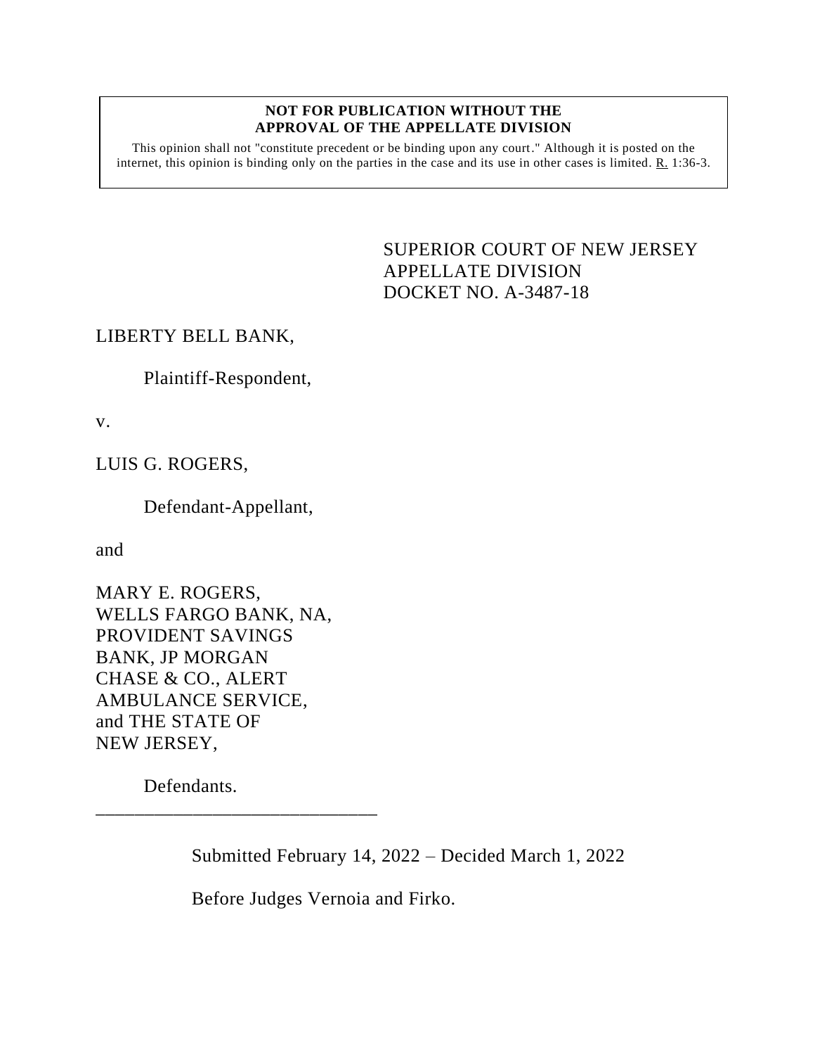**NOT FOR PUBLICATION WITHOUT THE APPROVAL OF THE APPELLATE DIVISION**

This opinion shall not "constitute precedent or be binding upon any court." Although it is posted on the internet, this opinion is binding only on the parties in the case and its use in other cases is limited. R. 1:36-3.

SUPERIOR COURT OF NEW JERSEY
APPELLATE DIVISION
DOCKET NO. A-3487-18

LIBERTY BELL BANK,

Plaintiff-Respondent,

v.

LUIS G. ROGERS,

Defendant-Appellant,

and

MARY E. ROGERS, WELLS FARGO BANK, NA, PROVIDENT SAVINGS BANK, JP MORGAN CHASE & CO., ALERT AMBULANCE SERVICE, and THE STATE OF NEW JERSEY,

Defendants.

\_\_\_\_\_\_\_\_\_\_\_\_\_\_\_\_\_\_\_\_\_\_\_\_\_\_\_\_\_\_

Submitted February 14, 2022 – Decided March 1, 2022

Before Judges Vernoia and Firko.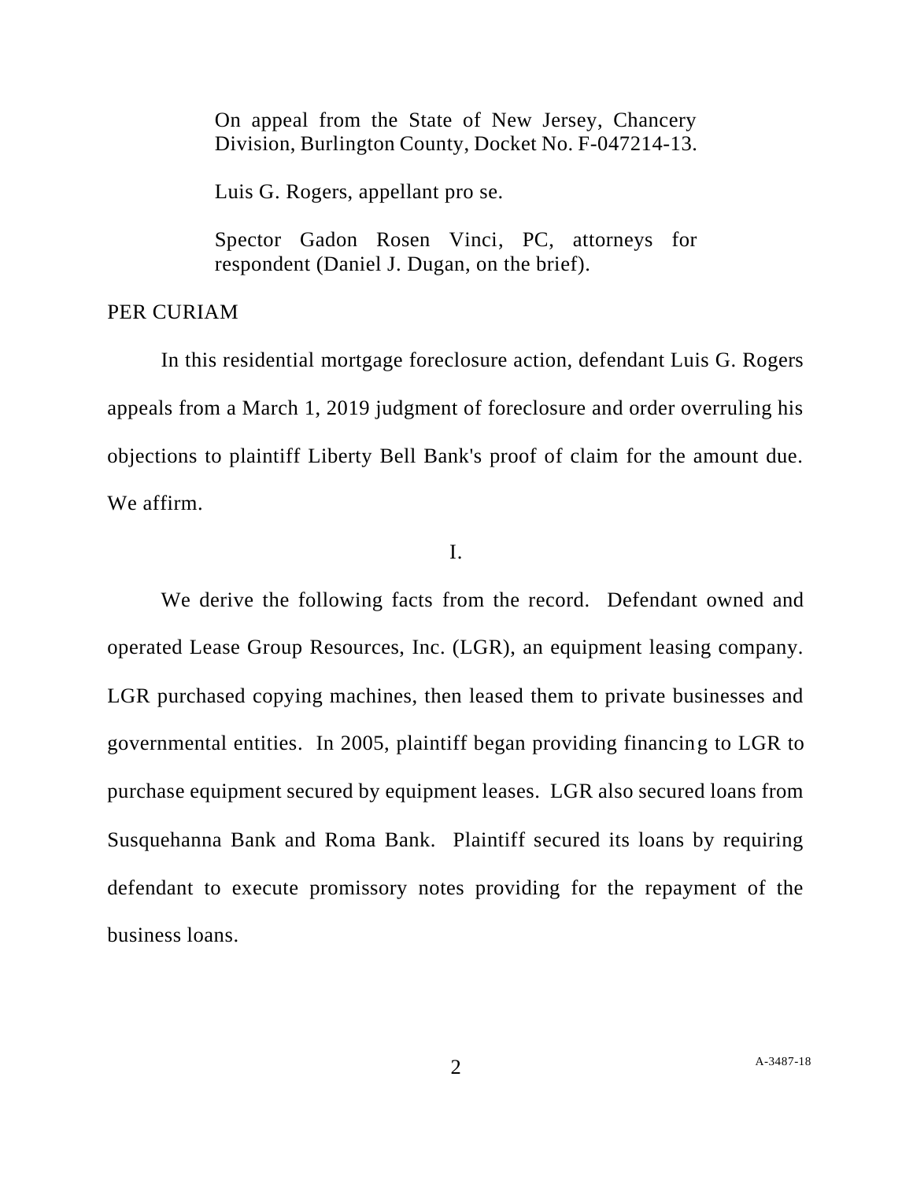On appeal from the State of New Jersey, Chancery Division, Burlington County, Docket No. F-047214-13.

Luis G. Rogers, appellant pro se.

Spector Gadon Rosen Vinci, PC, attorneys for respondent (Daniel J. Dugan, on the brief).

PER CURIAM

In this residential mortgage foreclosure action, defendant Luis G. Rogers appeals from a March 1, 2019 judgment of foreclosure and order overruling his objections to plaintiff Liberty Bell Bank's proof of claim for the amount due. We affirm.

I.

We derive the following facts from the record. Defendant owned and operated Lease Group Resources, Inc. (LGR), an equipment leasing company. LGR purchased copying machines, then leased them to private businesses and governmental entities. In 2005, plaintiff began providing financing to LGR to purchase equipment secured by equipment leases. LGR also secured loans from Susquehanna Bank and Roma Bank. Plaintiff secured its loans by requiring defendant to execute promissory notes providing for the repayment of the business loans.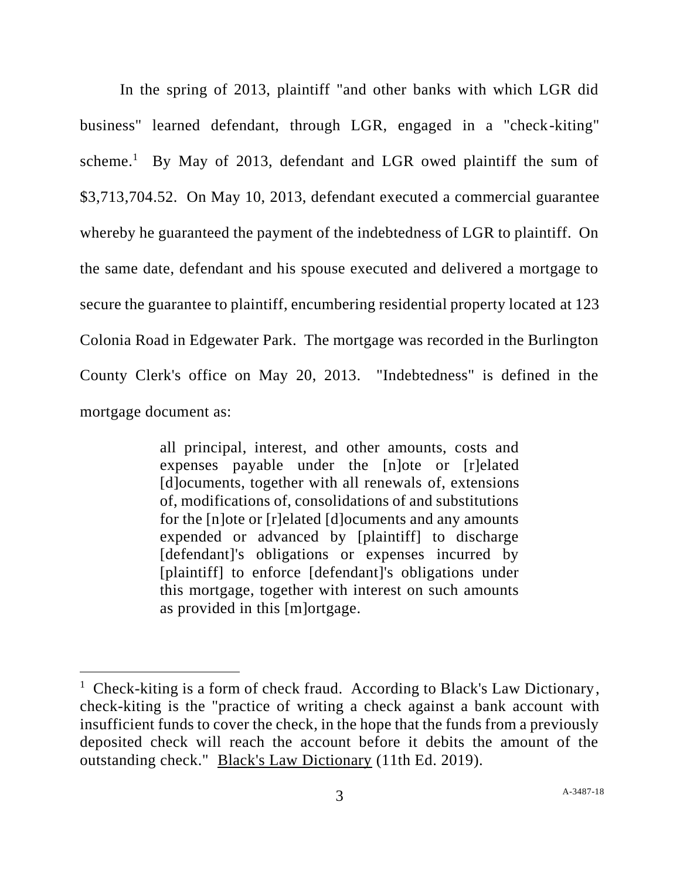In the spring of 2013, plaintiff "and other banks with which LGR did business" learned defendant, through LGR, engaged in a "check-kiting" scheme.[1] By May of 2013, defendant and LGR owed plaintiff the sum of $3,713,704.52. On May 10, 2013, defendant executed a commercial guarantee whereby he guaranteed the payment of the indebtedness of LGR to plaintiff. On the same date, defendant and his spouse executed and delivered a mortgage to secure the guarantee to plaintiff, encumbering residential property located at 123 Colonia Road in Edgewater Park. The mortgage was recorded in the Burlington County Clerk's office on May 20, 2013. "Indebtedness" is defined in the mortgage document as:

> all principal, interest, and other amounts, costs and expenses payable under the [n]ote or [r]elated [d]ocuments, together with all renewals of, extensions of, modifications of, consolidations of and substitutions for the [n]ote or [r]elated [d]ocuments and any amounts expended or advanced by [plaintiff] to discharge [defendant]'s obligations or expenses incurred by [plaintiff] to enforce [defendant]'s obligations under this mortgage, together with interest on such amounts as provided in this [m]ortgage.

---

[1] Check-kiting is a form of check fraud. According to Black's Law Dictionary, check-kiting is the "practice of writing a check against a bank account with insufficient funds to cover the check, in the hope that the funds from a previously deposited check will reach the account before it debits the amount of the outstanding check." Black's Law Dictionary (11th Ed. 2019).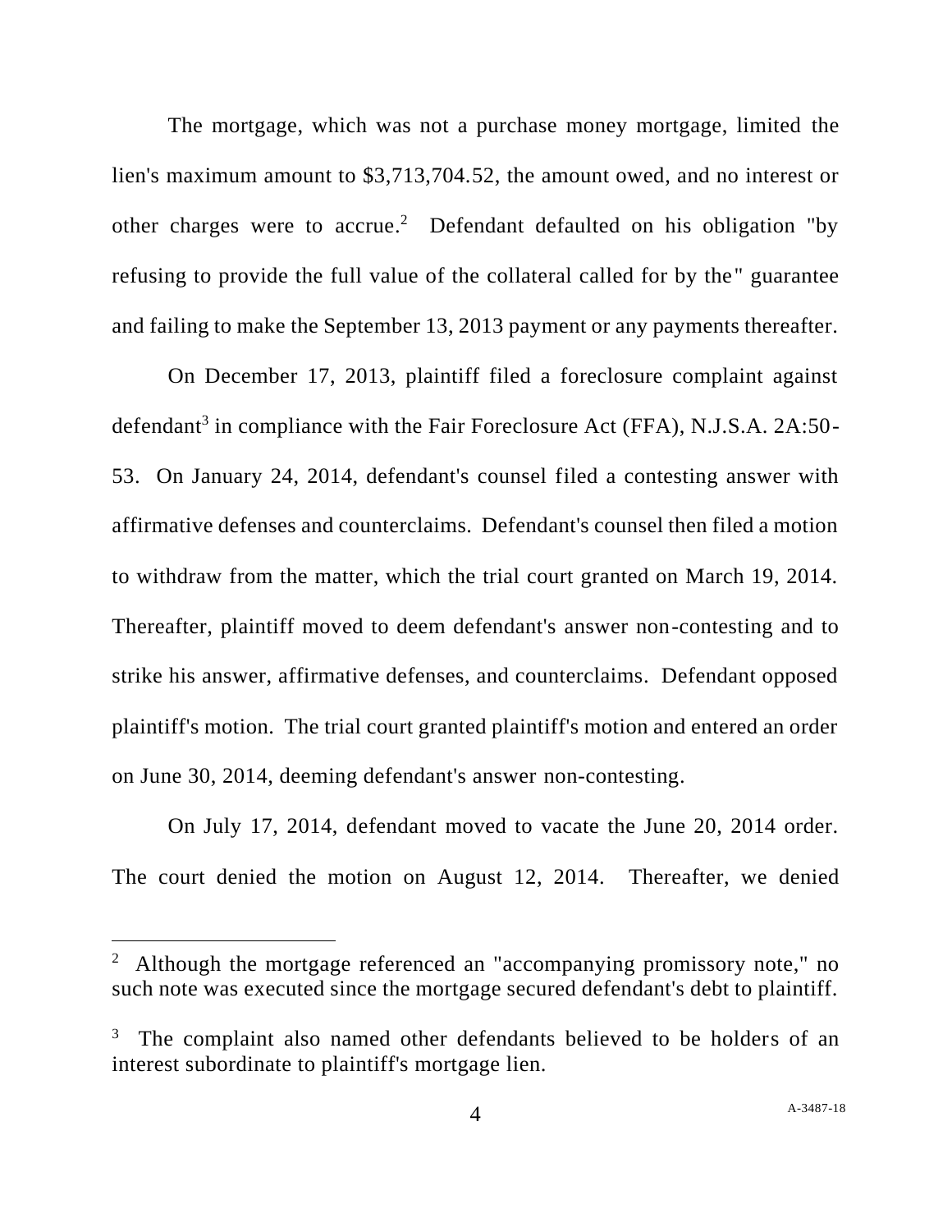The mortgage, which was not a purchase money mortgage, limited the lien's maximum amount to $3,713,704.52, the amount owed, and no interest or other charges were to accrue.[2] Defendant defaulted on his obligation "by refusing to provide the full value of the collateral called for by the" guarantee and failing to make the September 13, 2013 payment or any payments thereafter.

On December 17, 2013, plaintiff filed a foreclosure complaint against defendant[3] in compliance with the Fair Foreclosure Act (FFA), N.J.S.A. 2A:50-53. On January 24, 2014, defendant's counsel filed a contesting answer with affirmative defenses and counterclaims. Defendant's counsel then filed a motion to withdraw from the matter, which the trial court granted on March 19, 2014. Thereafter, plaintiff moved to deem defendant's answer non-contesting and to strike his answer, affirmative defenses, and counterclaims. Defendant opposed plaintiff's motion. The trial court granted plaintiff's motion and entered an order on June 30, 2014, deeming defendant's answer non-contesting.

On July 17, 2014, defendant moved to vacate the June 20, 2014 order. The court denied the motion on August 12, 2014. Thereafter, we denied

---

[2] Although the mortgage referenced an "accompanying promissory note," no such note was executed since the mortgage secured defendant's debt to plaintiff.

[3] The complaint also named other defendants believed to be holders of an interest subordinate to plaintiff's mortgage lien.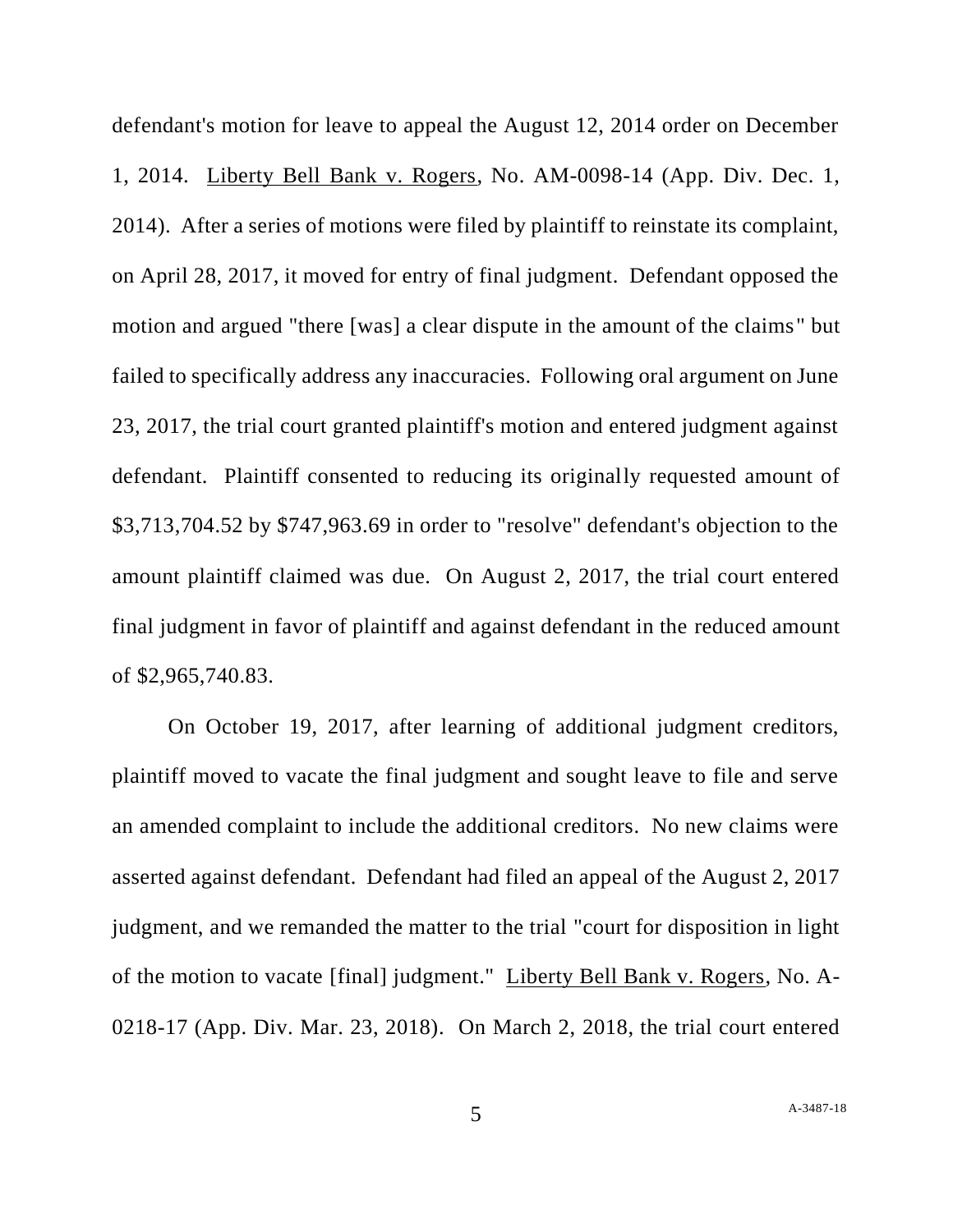defendant's motion for leave to appeal the August 12, 2014 order on December 1, 2014. Liberty Bell Bank v. Rogers, No. AM-0098-14 (App. Div. Dec. 1, 2014). After a series of motions were filed by plaintiff to reinstate its complaint, on April 28, 2017, it moved for entry of final judgment. Defendant opposed the motion and argued "there [was] a clear dispute in the amount of the claims" but failed to specifically address any inaccuracies. Following oral argument on June 23, 2017, the trial court granted plaintiff's motion and entered judgment against defendant. Plaintiff consented to reducing its originally requested amount of $3,713,704.52 by $747,963.69 in order to "resolve" defendant's objection to the amount plaintiff claimed was due. On August 2, 2017, the trial court entered final judgment in favor of plaintiff and against defendant in the reduced amount of $2,965,740.83.

On October 19, 2017, after learning of additional judgment creditors, plaintiff moved to vacate the final judgment and sought leave to file and serve an amended complaint to include the additional creditors. No new claims were asserted against defendant. Defendant had filed an appeal of the August 2, 2017 judgment, and we remanded the matter to the trial "court for disposition in light of the motion to vacate [final] judgment." Liberty Bell Bank v. Rogers, No. A-0218-17 (App. Div. Mar. 23, 2018). On March 2, 2018, the trial court entered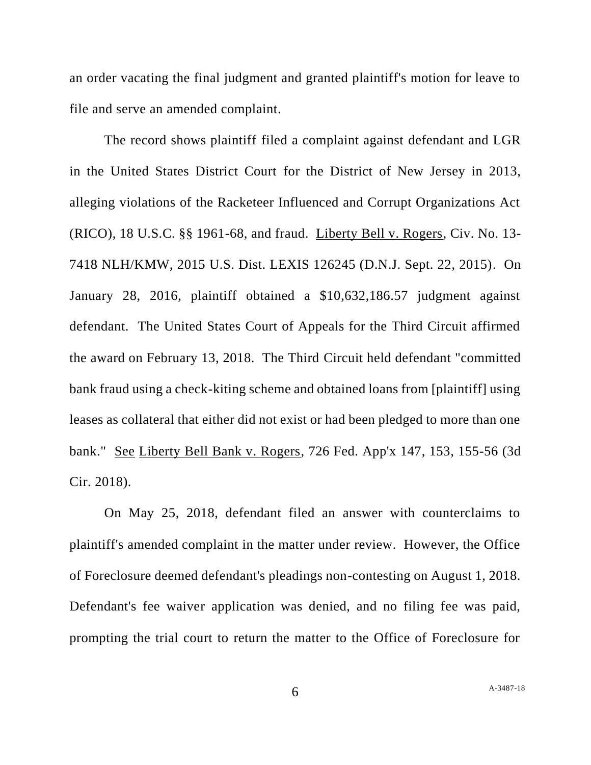an order vacating the final judgment and granted plaintiff's motion for leave to file and serve an amended complaint.

The record shows plaintiff filed a complaint against defendant and LGR in the United States District Court for the District of New Jersey in 2013, alleging violations of the Racketeer Influenced and Corrupt Organizations Act (RICO), 18 U.S.C. §§ 1961-68, and fraud. Liberty Bell v. Rogers, Civ. No. 13-7418 NLH/KMW, 2015 U.S. Dist. LEXIS 126245 (D.N.J. Sept. 22, 2015). On January 28, 2016, plaintiff obtained a $10,632,186.57 judgment against defendant. The United States Court of Appeals for the Third Circuit affirmed the award on February 13, 2018. The Third Circuit held defendant "committed bank fraud using a check-kiting scheme and obtained loans from [plaintiff] using leases as collateral that either did not exist or had been pledged to more than one bank." See Liberty Bell Bank v. Rogers, 726 Fed. App'x 147, 153, 155-56 (3d Cir. 2018).

On May 25, 2018, defendant filed an answer with counterclaims to plaintiff's amended complaint in the matter under review. However, the Office of Foreclosure deemed defendant's pleadings non-contesting on August 1, 2018. Defendant's fee waiver application was denied, and no filing fee was paid, prompting the trial court to return the matter to the Office of Foreclosure for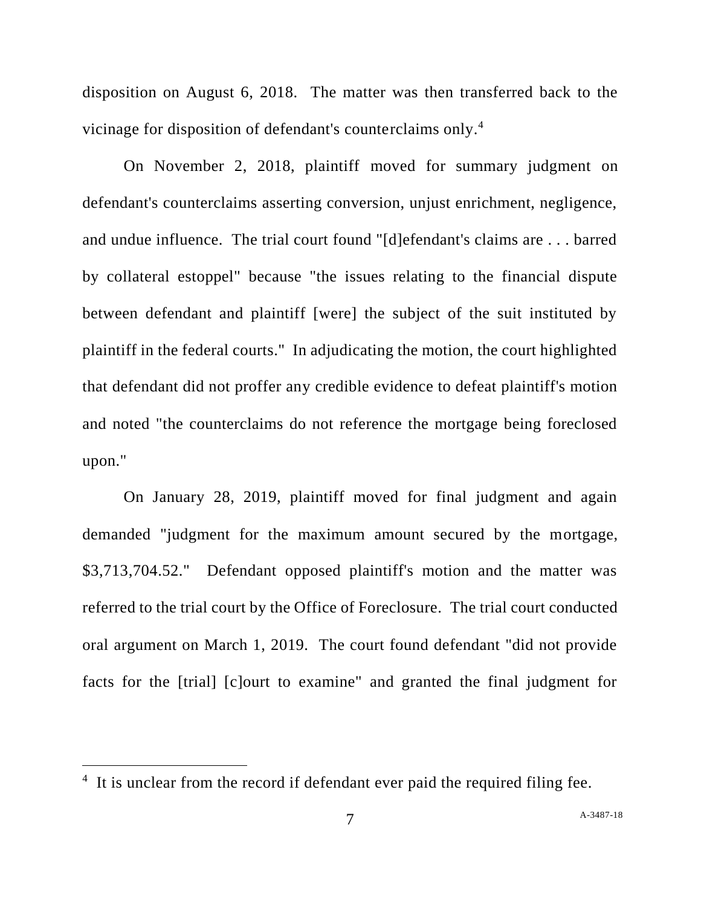disposition on August 6, 2018. The matter was then transferred back to the vicinage for disposition of defendant's counterclaims only.[4]

On November 2, 2018, plaintiff moved for summary judgment on defendant's counterclaims asserting conversion, unjust enrichment, negligence, and undue influence. The trial court found "[d]efendant's claims are . . . barred by collateral estoppel" because "the issues relating to the financial dispute between defendant and plaintiff [were] the subject of the suit instituted by plaintiff in the federal courts." In adjudicating the motion, the court highlighted that defendant did not proffer any credible evidence to defeat plaintiff's motion and noted "the counterclaims do not reference the mortgage being foreclosed upon."

On January 28, 2019, plaintiff moved for final judgment and again demanded "judgment for the maximum amount secured by the mortgage, $3,713,704.52." Defendant opposed plaintiff's motion and the matter was referred to the trial court by the Office of Foreclosure. The trial court conducted oral argument on March 1, 2019. The court found defendant "did not provide facts for the [trial] [c]ourt to examine" and granted the final judgment for

---

[4] It is unclear from the record if defendant ever paid the required filing fee.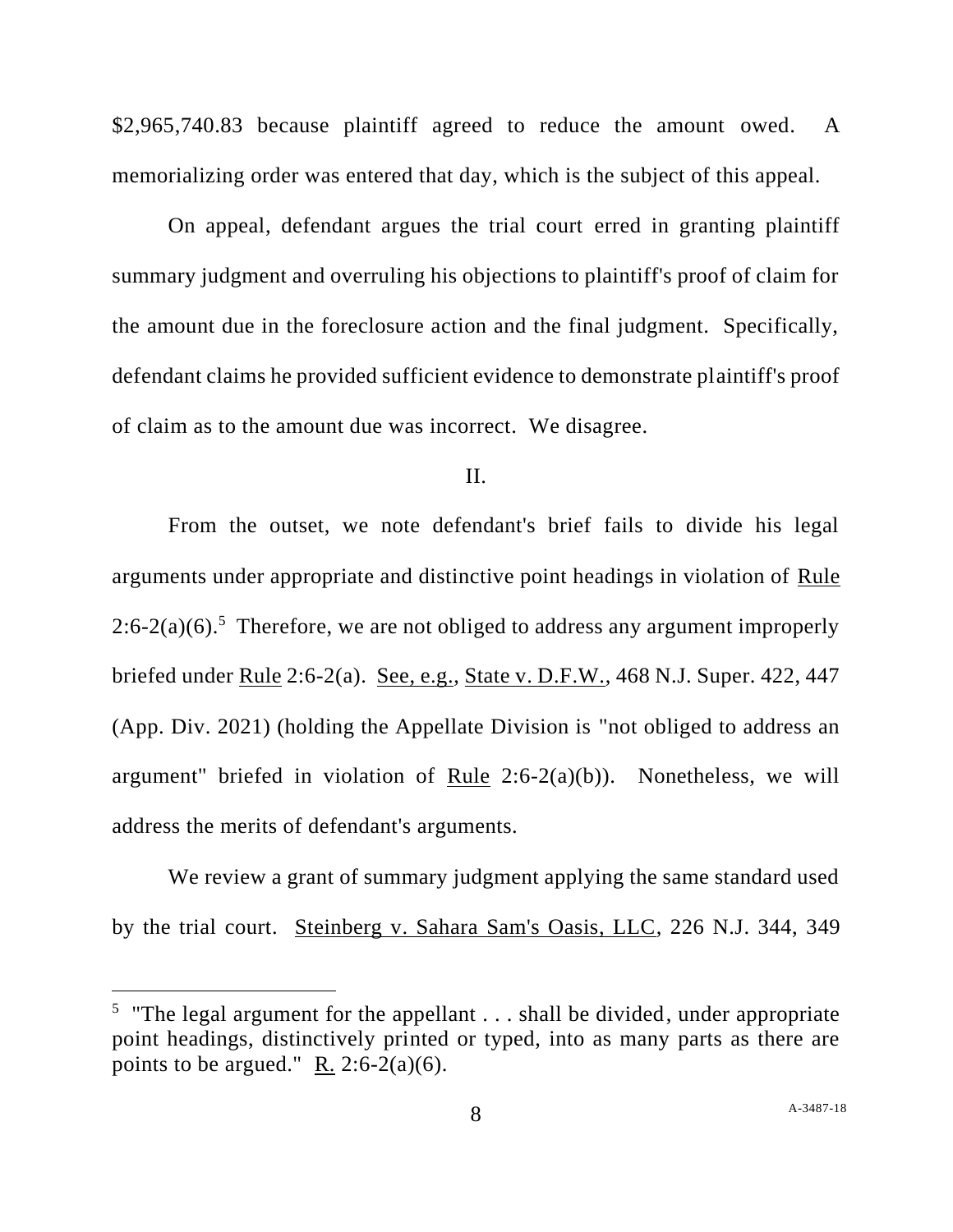$2,965,740.83 because plaintiff agreed to reduce the amount owed. A memorializing order was entered that day, which is the subject of this appeal.

On appeal, defendant argues the trial court erred in granting plaintiff summary judgment and overruling his objections to plaintiff's proof of claim for the amount due in the foreclosure action and the final judgment. Specifically, defendant claims he provided sufficient evidence to demonstrate plaintiff's proof of claim as to the amount due was incorrect. We disagree.

## II.

From the outset, we note defendant's brief fails to divide his legal arguments under appropriate and distinctive point headings in violation of Rule 2:6-2(a)(6).[5] Therefore, we are not obliged to address any argument improperly briefed under Rule 2:6-2(a). See, e.g., State v. D.F.W., 468 N.J. Super. 422, 447 (App. Div. 2021) (holding the Appellate Division is "not obliged to address an argument" briefed in violation of Rule 2:6-2(a)(b)). Nonetheless, we will address the merits of defendant's arguments.

We review a grant of summary judgment applying the same standard used by the trial court. Steinberg v. Sahara Sam's Oasis, LLC, 226 N.J. 344, 349

[5] "The legal argument for the appellant . . . shall be divided, under appropriate point headings, distinctively printed or typed, into as many parts as there are points to be argued." R. 2:6-2(a)(6).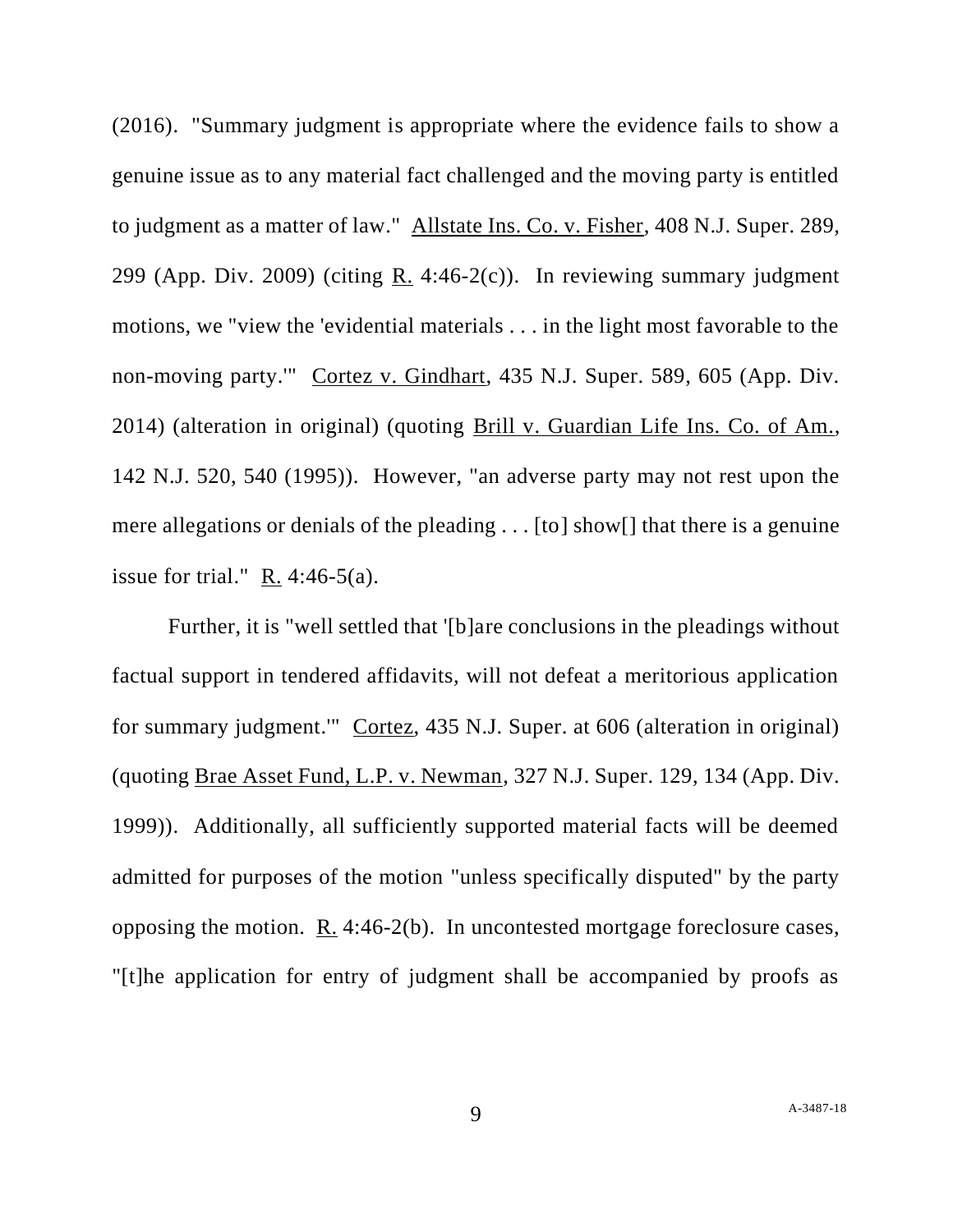(2016). "Summary judgment is appropriate where the evidence fails to show a genuine issue as to any material fact challenged and the moving party is entitled to judgment as a matter of law." Allstate Ins. Co. v. Fisher, 408 N.J. Super. 289, 299 (App. Div. 2009) (citing R. 4:46-2(c)). In reviewing summary judgment motions, we "view the 'evidential materials . . . in the light most favorable to the non-moving party.'" Cortez v. Gindhart, 435 N.J. Super. 589, 605 (App. Div. 2014) (alteration in original) (quoting Brill v. Guardian Life Ins. Co. of Am., 142 N.J. 520, 540 (1995)). However, "an adverse party may not rest upon the mere allegations or denials of the pleading . . . [to] show[] that there is a genuine issue for trial." R. 4:46-5(a).

Further, it is "well settled that '[b]are conclusions in the pleadings without factual support in tendered affidavits, will not defeat a meritorious application for summary judgment.'" Cortez, 435 N.J. Super. at 606 (alteration in original) (quoting Brae Asset Fund, L.P. v. Newman, 327 N.J. Super. 129, 134 (App. Div. 1999)). Additionally, all sufficiently supported material facts will be deemed admitted for purposes of the motion "unless specifically disputed" by the party opposing the motion. R. 4:46-2(b). In uncontested mortgage foreclosure cases, "[t]he application for entry of judgment shall be accompanied by proofs as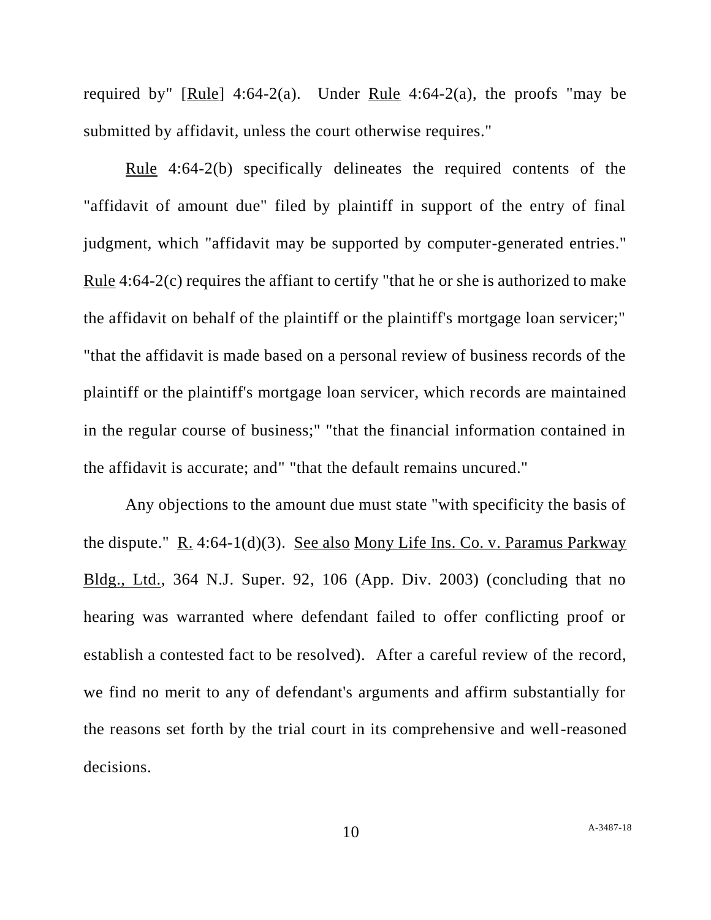required by" [Rule] 4:64-2(a). Under Rule 4:64-2(a), the proofs "may be submitted by affidavit, unless the court otherwise requires."

Rule 4:64-2(b) specifically delineates the required contents of the "affidavit of amount due" filed by plaintiff in support of the entry of final judgment, which "affidavit may be supported by computer-generated entries." Rule 4:64-2(c) requires the affiant to certify "that he or she is authorized to make the affidavit on behalf of the plaintiff or the plaintiff's mortgage loan servicer;" "that the affidavit is made based on a personal review of business records of the plaintiff or the plaintiff's mortgage loan servicer, which records are maintained in the regular course of business;" "that the financial information contained in the affidavit is accurate; and" "that the default remains uncured."

Any objections to the amount due must state "with specificity the basis of the dispute." R. 4:64-1(d)(3). See also Mony Life Ins. Co. v. Paramus Parkway Bldg., Ltd., 364 N.J. Super. 92, 106 (App. Div. 2003) (concluding that no hearing was warranted where defendant failed to offer conflicting proof or establish a contested fact to be resolved). After a careful review of the record, we find no merit to any of defendant's arguments and affirm substantially for the reasons set forth by the trial court in its comprehensive and well-reasoned decisions.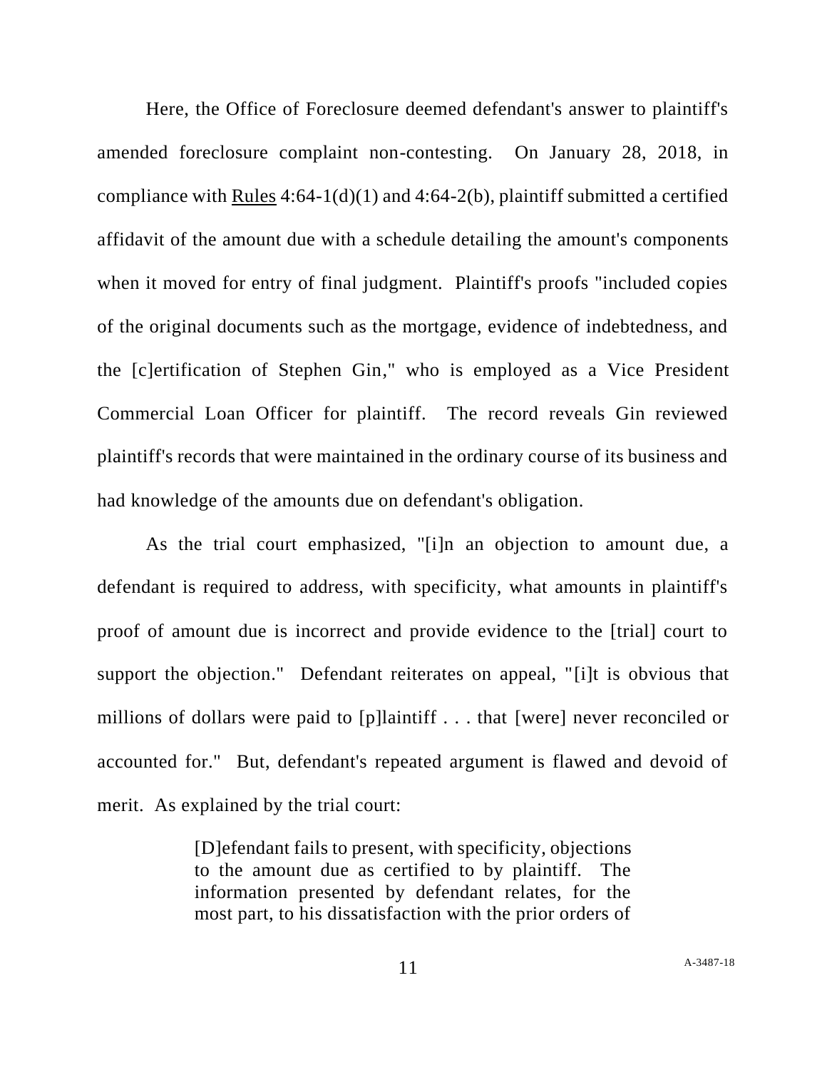Here, the Office of Foreclosure deemed defendant's answer to plaintiff's amended foreclosure complaint non-contesting. On January 28, 2018, in compliance with Rules 4:64-1(d)(1) and 4:64-2(b), plaintiff submitted a certified affidavit of the amount due with a schedule detailing the amount's components when it moved for entry of final judgment. Plaintiff's proofs "included copies of the original documents such as the mortgage, evidence of indebtedness, and the [c]ertification of Stephen Gin," who is employed as a Vice President Commercial Loan Officer for plaintiff. The record reveals Gin reviewed plaintiff's records that were maintained in the ordinary course of its business and had knowledge of the amounts due on defendant's obligation.

As the trial court emphasized, "[i]n an objection to amount due, a defendant is required to address, with specificity, what amounts in plaintiff's proof of amount due is incorrect and provide evidence to the [trial] court to support the objection." Defendant reiterates on appeal, "[i]t is obvious that millions of dollars were paid to [p]laintiff . . . that [were] never reconciled or accounted for." But, defendant's repeated argument is flawed and devoid of merit. As explained by the trial court:

> [D]efendant fails to present, with specificity, objections to the amount due as certified to by plaintiff. The information presented by defendant relates, for the most part, to his dissatisfaction with the prior orders of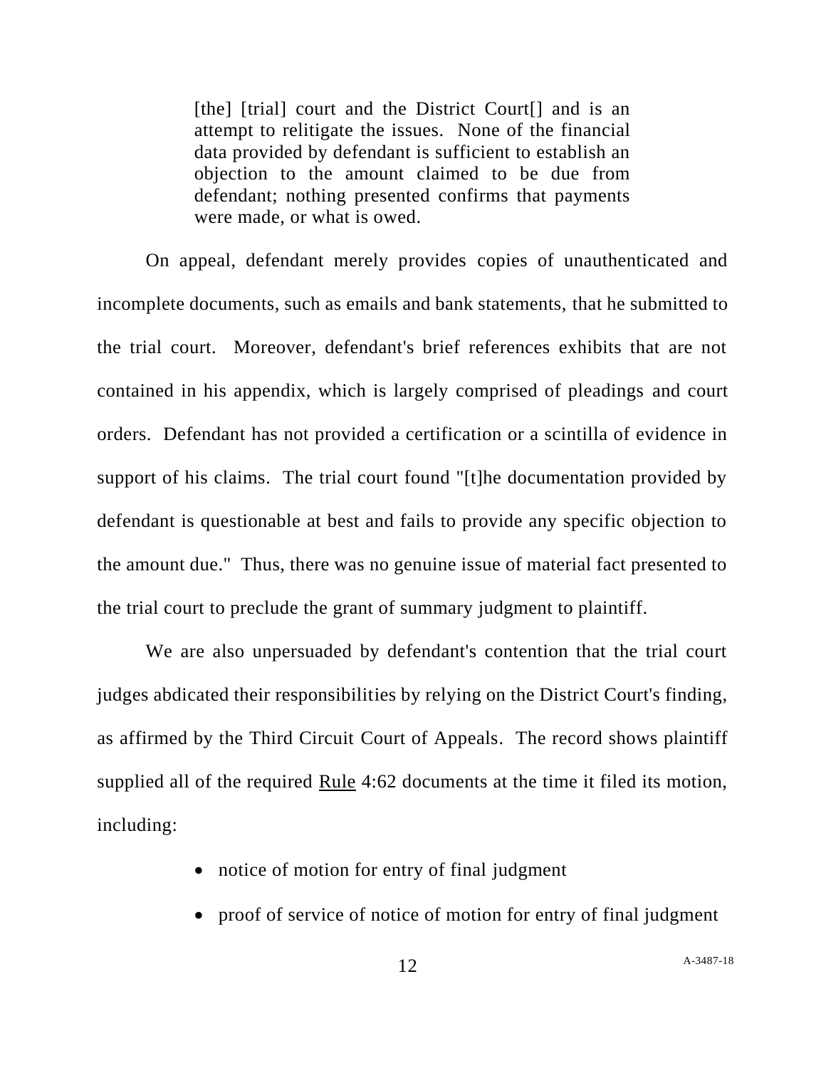> [the] [trial] court and the District Court[] and is an attempt to relitigate the issues. None of the financial data provided by defendant is sufficient to establish an objection to the amount claimed to be due from defendant; nothing presented confirms that payments were made, or what is owed.

On appeal, defendant merely provides copies of unauthenticated and incomplete documents, such as emails and bank statements, that he submitted to the trial court. Moreover, defendant's brief references exhibits that are not contained in his appendix, which is largely comprised of pleadings and court orders. Defendant has not provided a certification or a scintilla of evidence in support of his claims. The trial court found "[t]he documentation provided by defendant is questionable at best and fails to provide any specific objection to the amount due." Thus, there was no genuine issue of material fact presented to the trial court to preclude the grant of summary judgment to plaintiff.

We are also unpersuaded by defendant's contention that the trial court judges abdicated their responsibilities by relying on the District Court's finding, as affirmed by the Third Circuit Court of Appeals. The record shows plaintiff supplied all of the required Rule 4:62 documents at the time it filed its motion, including:

- notice of motion for entry of final judgment
- proof of service of notice of motion for entry of final judgment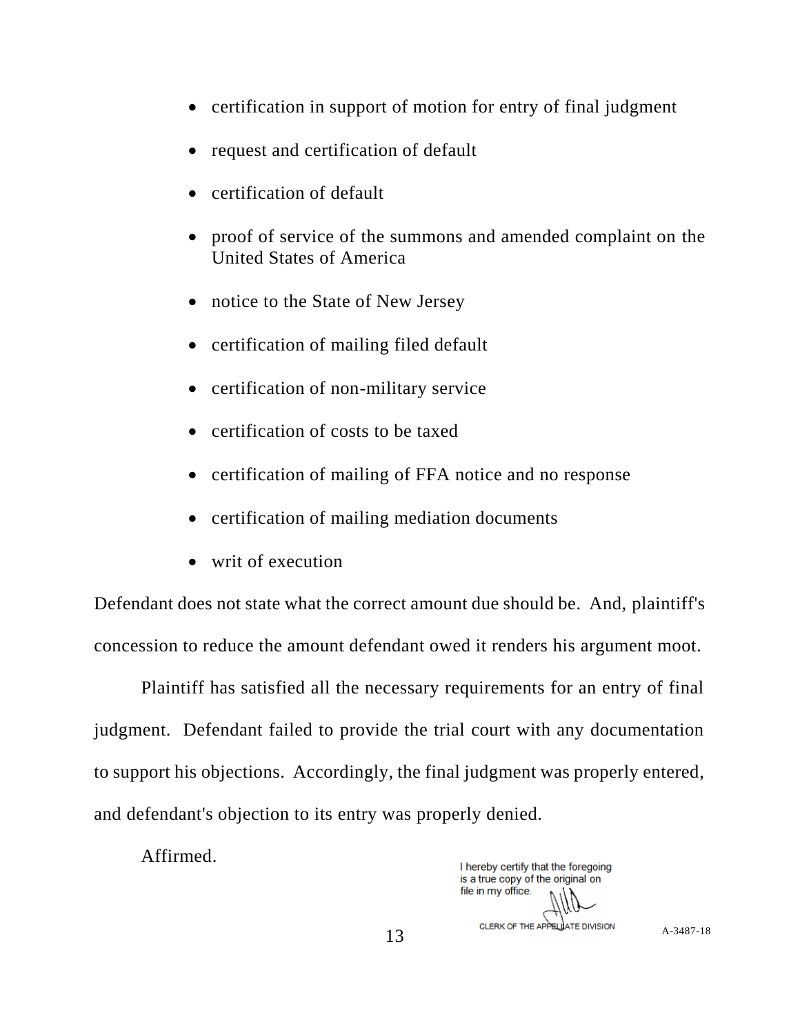- certification in support of motion for entry of final judgment
- request and certification of default
- certification of default
- proof of service of the summons and amended complaint on the United States of America
- notice to the State of New Jersey
- certification of mailing filed default
- certification of non-military service
- certification of costs to be taxed
- certification of mailing of FFA notice and no response
- certification of mailing mediation documents
- writ of execution

Defendant does not state what the correct amount due should be. And, plaintiff's concession to reduce the amount defendant owed it renders his argument moot.

Plaintiff has satisfied all the necessary requirements for an entry of final judgment. Defendant failed to provide the trial court with any documentation to support his objections. Accordingly, the final judgment was properly entered, and defendant's objection to its entry was properly denied.

Affirmed.

I hereby certify that the foregoing is a true copy of the original on file in my office.

CLERK OF THE APPELLATE DIVISION